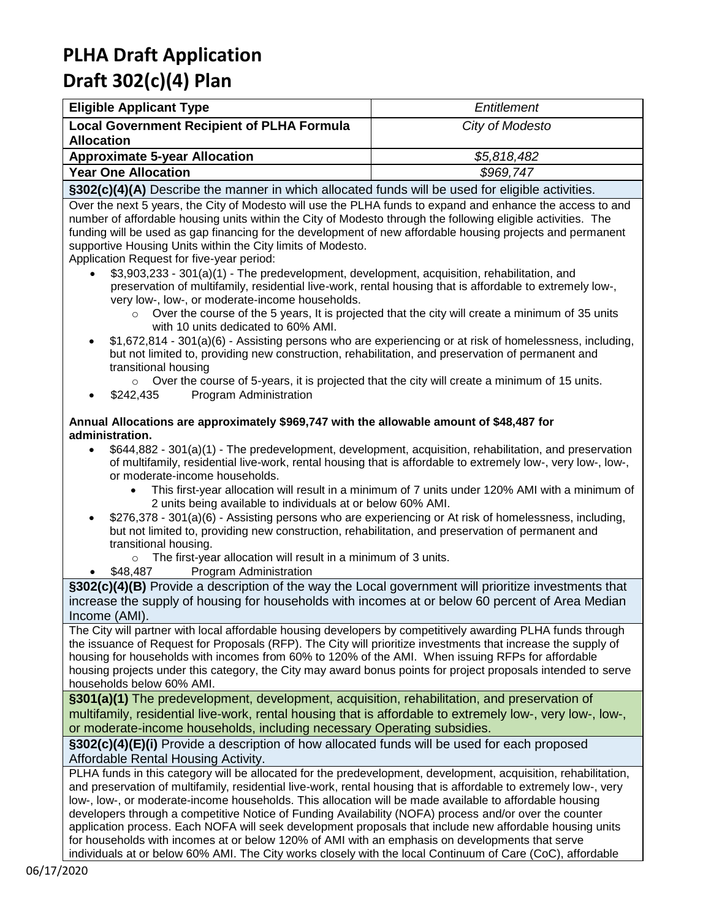# PLHA Draft Application

# Draft 302(c)(4) Plan

| Eligible Applicant Type | *Entitlement* |
|---|---|
| **Local Government Recipient of PLHA Formula Allocation** | *City of Modesto* |
| **Approximate 5-year Allocation** | *$5,818,482* |
| **Year One Allocation** | *$969,747* |

**§302(c)(4)(A)** Describe the manner in which allocated funds will be used for eligible activities.

Over the next 5 years, the City of Modesto will use the PLHA funds to expand and enhance the access to and number of affordable housing units within the City of Modesto through the following eligible activities. The funding will be used as gap financing for the development of new affordable housing projects and permanent supportive Housing Units within the City limits of Modesto.

Application Request for five-year period:

- $3,903,233 - 301(a)(1) - The predevelopment, development, acquisition, rehabilitation, and preservation of multifamily, residential live-work, rental housing that is affordable to extremely low-, very low-, low-, or moderate-income households.
  - Over the course of the 5 years, It is projected that the city will create a minimum of 35 units with 10 units dedicated to 60% AMI.
- $1,672,814 - 301(a)(6) - Assisting persons who are experiencing or at risk of homelessness, including, but not limited to, providing new construction, rehabilitation, and preservation of permanent and transitional housing
  - Over the course of 5-years, it is projected that the city will create a minimum of 15 units.
- $242,435 Program Administration

**Annual Allocations are approximately $969,747 with the allowable amount of $48,487 for administration.**

- $644,882 - 301(a)(1) - The predevelopment, development, acquisition, rehabilitation, and preservation of multifamily, residential live-work, rental housing that is affordable to extremely low-, very low-, low-, or moderate-income households.
  - This first-year allocation will result in a minimum of 7 units under 120% AMI with a minimum of 2 units being available to individuals at or below 60% AMI.
- $276,378 - 301(a)(6) - Assisting persons who are experiencing or At risk of homelessness, including, but not limited to, providing new construction, rehabilitation, and preservation of permanent and transitional housing.
  - The first-year allocation will result in a minimum of 3 units.
- $48,487 Program Administration

**§302(c)(4)(B)** Provide a description of the way the Local government will prioritize investments that increase the supply of housing for households with incomes at or below 60 percent of Area Median Income (AMI).

The City will partner with local affordable housing developers by competitively awarding PLHA funds through the issuance of Request for Proposals (RFP). The City will prioritize investments that increase the supply of housing for households with incomes from 60% to 120% of the AMI. When issuing RFPs for affordable housing projects under this category, the City may award bonus points for project proposals intended to serve households below 60% AMI.

**§301(a)(1)** The predevelopment, development, acquisition, rehabilitation, and preservation of multifamily, residential live-work, rental housing that is affordable to extremely low-, very low-, low-, or moderate-income households, including necessary Operating subsidies.

**§302(c)(4)(E)(i)** Provide a description of how allocated funds will be used for each proposed Affordable Rental Housing Activity.

PLHA funds in this category will be allocated for the predevelopment, development, acquisition, rehabilitation, and preservation of multifamily, residential live-work, rental housing that is affordable to extremely low-, very low-, low-, or moderate-income households. This allocation will be made available to affordable housing developers through a competitive Notice of Funding Availability (NOFA) process and/or over the counter application process. Each NOFA will seek development proposals that include new affordable housing units for households with incomes at or below 120% of AMI with an emphasis on developments that serve individuals at or below 60% AMI. The City works closely with the local Continuum of Care (CoC), affordable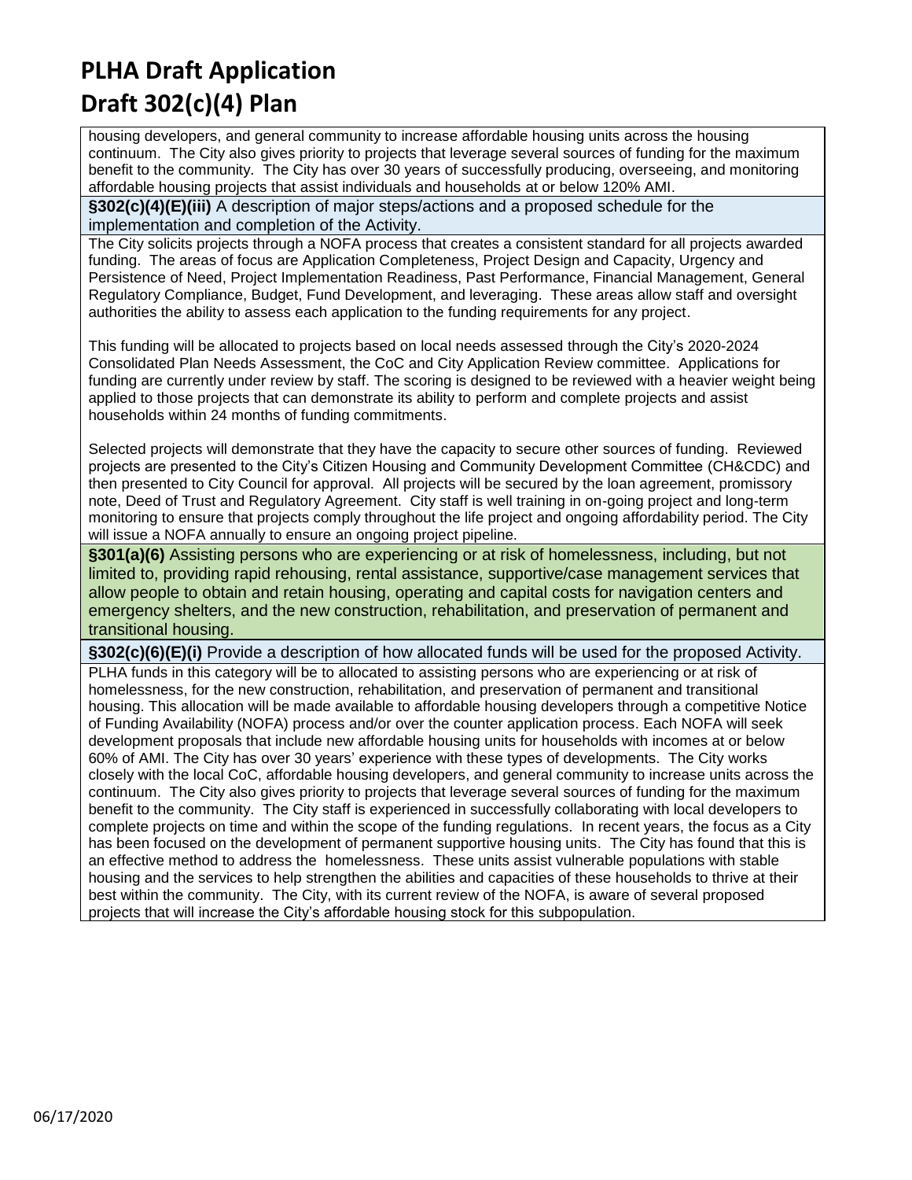# PLHA Draft Application
# Draft 302(c)(4) Plan

housing developers, and general community to increase affordable housing units across the housing continuum. The City also gives priority to projects that leverage several sources of funding for the maximum benefit to the community. The City has over 30 years of successfully producing, overseeing, and monitoring affordable housing projects that assist individuals and households at or below 120% AMI.

**§302(c)(4)(E)(iii)** A description of major steps/actions and a proposed schedule for the implementation and completion of the Activity.

The City solicits projects through a NOFA process that creates a consistent standard for all projects awarded funding. The areas of focus are Application Completeness, Project Design and Capacity, Urgency and Persistence of Need, Project Implementation Readiness, Past Performance, Financial Management, General Regulatory Compliance, Budget, Fund Development, and leveraging. These areas allow staff and oversight authorities the ability to assess each application to the funding requirements for any project.

This funding will be allocated to projects based on local needs assessed through the City's 2020-2024 Consolidated Plan Needs Assessment, the CoC and City Application Review committee. Applications for funding are currently under review by staff. The scoring is designed to be reviewed with a heavier weight being applied to those projects that can demonstrate its ability to perform and complete projects and assist households within 24 months of funding commitments.

Selected projects will demonstrate that they have the capacity to secure other sources of funding. Reviewed projects are presented to the City's Citizen Housing and Community Development Committee (CH&CDC) and then presented to City Council for approval. All projects will be secured by the loan agreement, promissory note, Deed of Trust and Regulatory Agreement. City staff is well training in on-going project and long-term monitoring to ensure that projects comply throughout the life project and ongoing affordability period. The City will issue a NOFA annually to ensure an ongoing project pipeline.

**§301(a)(6)** Assisting persons who are experiencing or at risk of homelessness, including, but not limited to, providing rapid rehousing, rental assistance, supportive/case management services that allow people to obtain and retain housing, operating and capital costs for navigation centers and emergency shelters, and the new construction, rehabilitation, and preservation of permanent and transitional housing.

**§302(c)(6)(E)(i)** Provide a description of how allocated funds will be used for the proposed Activity.

PLHA funds in this category will be to allocated to assisting persons who are experiencing or at risk of homelessness, for the new construction, rehabilitation, and preservation of permanent and transitional housing. This allocation will be made available to affordable housing developers through a competitive Notice of Funding Availability (NOFA) process and/or over the counter application process. Each NOFA will seek development proposals that include new affordable housing units for households with incomes at or below 60% of AMI. The City has over 30 years' experience with these types of developments. The City works closely with the local CoC, affordable housing developers, and general community to increase units across the continuum. The City also gives priority to projects that leverage several sources of funding for the maximum benefit to the community. The City staff is experienced in successfully collaborating with local developers to complete projects on time and within the scope of the funding regulations. In recent years, the focus as a City has been focused on the development of permanent supportive housing units. The City has found that this is an effective method to address the homelessness. These units assist vulnerable populations with stable housing and the services to help strengthen the abilities and capacities of these households to thrive at their best within the community. The City, with its current review of the NOFA, is aware of several proposed projects that will increase the City's affordable housing stock for this subpopulation.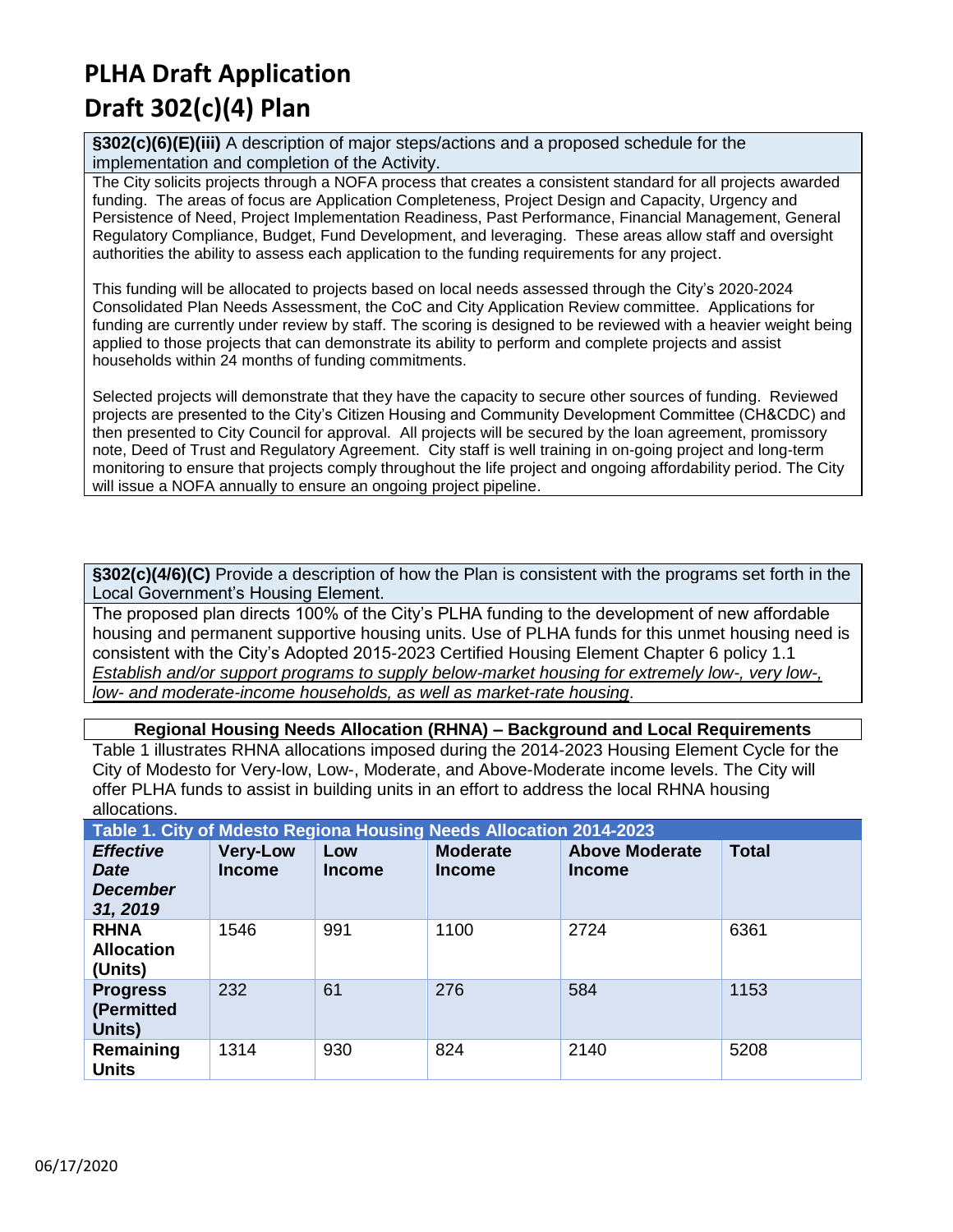# PLHA Draft Application

# Draft 302(c)(4) Plan

**§302(c)(6)(E)(iii)** A description of major steps/actions and a proposed schedule for the implementation and completion of the Activity.

The City solicits projects through a NOFA process that creates a consistent standard for all projects awarded funding. The areas of focus are Application Completeness, Project Design and Capacity, Urgency and Persistence of Need, Project Implementation Readiness, Past Performance, Financial Management, General Regulatory Compliance, Budget, Fund Development, and leveraging. These areas allow staff and oversight authorities the ability to assess each application to the funding requirements for any project.

This funding will be allocated to projects based on local needs assessed through the City's 2020-2024 Consolidated Plan Needs Assessment, the CoC and City Application Review committee. Applications for funding are currently under review by staff. The scoring is designed to be reviewed with a heavier weight being applied to those projects that can demonstrate its ability to perform and complete projects and assist households within 24 months of funding commitments.

Selected projects will demonstrate that they have the capacity to secure other sources of funding. Reviewed projects are presented to the City's Citizen Housing and Community Development Committee (CH&CDC) and then presented to City Council for approval. All projects will be secured by the loan agreement, promissory note, Deed of Trust and Regulatory Agreement. City staff is well training in on-going project and long-term monitoring to ensure that projects comply throughout the life project and ongoing affordability period. The City will issue a NOFA annually to ensure an ongoing project pipeline.

**§302(c)(4/6)(C)** Provide a description of how the Plan is consistent with the programs set forth in the Local Government's Housing Element.

The proposed plan directs 100% of the City's PLHA funding to the development of new affordable housing and permanent supportive housing units. Use of PLHA funds for this unmet housing need is consistent with the City's Adopted 2015-2023 Certified Housing Element Chapter 6 policy 1.1 *Establish and/or support programs to supply below-market housing for extremely low-, very low-, low- and moderate-income households, as well as market-rate housing*.

**Regional Housing Needs Allocation (RHNA) – Background and Local Requirements**

Table 1 illustrates RHNA allocations imposed during the 2014-2023 Housing Element Cycle for the City of Modesto for Very-low, Low-, Moderate, and Above-Moderate income levels. The City will offer PLHA funds to assist in building units in an effort to address the local RHNA housing allocations.

**Table 1. City of Mdesto Regiona Housing Needs Allocation 2014-2023**

| ***Effective Date December 31, 2019*** | **Very-Low Income** | **Low Income** | **Moderate Income** | **Above Moderate Income** | **Total** |
|---|---|---|---|---|---|
| **RHNA Allocation (Units)** | 1546 | 991 | 1100 | 2724 | 6361 |
| **Progress (Permitted Units)** | 232 | 61 | 276 | 584 | 1153 |
| **Remaining Units** | 1314 | 930 | 824 | 2140 | 5208 |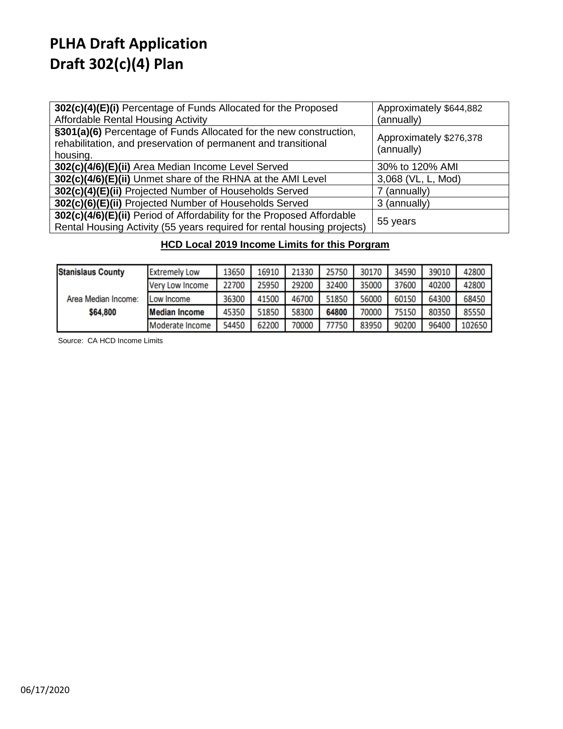# PLHA Draft Application
# Draft 302(c)(4) Plan

| | |
|---|---|
| **302(c)(4)(E)(i)** Percentage of Funds Allocated for the Proposed Affordable Rental Housing Activity | Approximately $644,882 (annually) |
| **§301(a)(6)** Percentage of Funds Allocated for the new construction, rehabilitation, and preservation of permanent and transitional housing. | Approximately $276,378 (annually) |
| **302(c)(4/6)(E)(ii)** Area Median Income Level Served | 30% to 120% AMI |
| **302(c)(4/6)(E)(ii)** Unmet share of the RHNA at the AMI Level | 3,068 (VL, L, Mod) |
| **302(c)(4)(E)(ii)** Projected Number of Households Served | 7 (annually) |
| **302(c)(6)(E)(ii)** Projected Number of Households Served | 3 (annually) |
| **302(c)(4/6)(E)(ii)** Period of Affordability for the Proposed Affordable Rental Housing Activity (55 years required for rental housing projects) | 55 years |

**HCD Local 2019 Income Limits for this Porgram**

| | | | | | | | | | |
|---|---|---|---|---|---|---|---|---|---|
| **Stanislaus County** | Extremely Low | 13650 | 16910 | 21330 | 25750 | 30170 | 34590 | 39010 | 42800 |
| | Very Low Income | 22700 | 25950 | 29200 | 32400 | 35000 | 37600 | 40200 | 42800 |
| Area Median Income: | Low Income | 36300 | 41500 | 46700 | 51850 | 56000 | 60150 | 64300 | 68450 |
| **$64,800** | **Median Income** | 45350 | 51850 | 58300 | **64800** | 70000 | 75150 | 80350 | 85550 |
| | Moderate Income | 54450 | 62200 | 70000 | 77750 | 83950 | 90200 | 96400 | 102650 |

Source: CA HCD Income Limits

06/17/2020